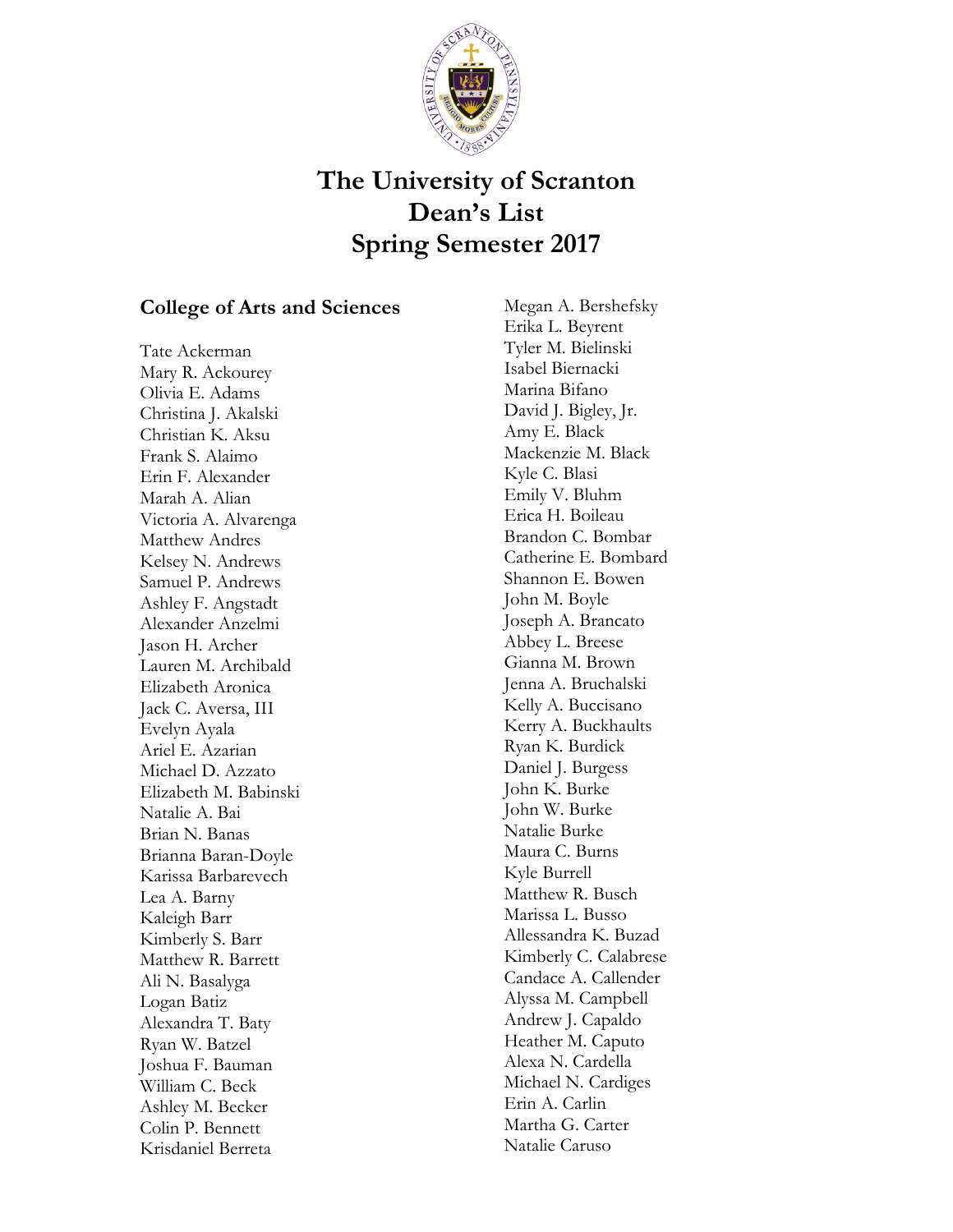# The University of Scranton
# Dean's List
# Spring Semester 2017

## College of Arts and Sciences

Tate Ackerman
Mary R. Ackourey
Olivia E. Adams
Christina J. Akalski
Christian K. Aksu
Frank S. Alaimo
Erin F. Alexander
Marah A. Alian
Victoria A. Alvarenga
Matthew Andres
Kelsey N. Andrews
Samuel P. Andrews
Ashley F. Angstadt
Alexander Anzelmi
Jason H. Archer
Lauren M. Archibald
Elizabeth Aronica
Jack C. Aversa, III
Evelyn Ayala
Ariel E. Azarian
Michael D. Azzato
Elizabeth M. Babinski
Natalie A. Bai
Brian N. Banas
Brianna Baran-Doyle
Karissa Barbarevech
Lea A. Barny
Kaleigh Barr
Kimberly S. Barr
Matthew R. Barrett
Ali N. Basalyga
Logan Batiz
Alexandra T. Baty
Ryan W. Batzel
Joshua F. Bauman
William C. Beck
Ashley M. Becker
Colin P. Bennett
Krisdaniel Berreta
Megan A. Bershefsky
Erika L. Beyrent
Tyler M. Bielinski
Isabel Biernacki
Marina Bifano
David J. Bigley, Jr.
Amy E. Black
Mackenzie M. Black
Kyle C. Blasi
Emily V. Bluhm
Erica H. Boileau
Brandon C. Bombar
Catherine E. Bombard
Shannon E. Bowen
John M. Boyle
Joseph A. Brancato
Abbey L. Breese
Gianna M. Brown
Jenna A. Bruchalski
Kelly A. Buccisano
Kerry A. Buckhaults
Ryan K. Burdick
Daniel J. Burgess
John K. Burke
John W. Burke
Natalie Burke
Maura C. Burns
Kyle Burrell
Matthew R. Busch
Marissa L. Busso
Allessandra K. Buzad
Kimberly C. Calabrese
Candace A. Callender
Alyssa M. Campbell
Andrew J. Capaldo
Heather M. Caputo
Alexa N. Cardella
Michael N. Cardiges
Erin A. Carlin
Martha G. Carter
Natalie Caruso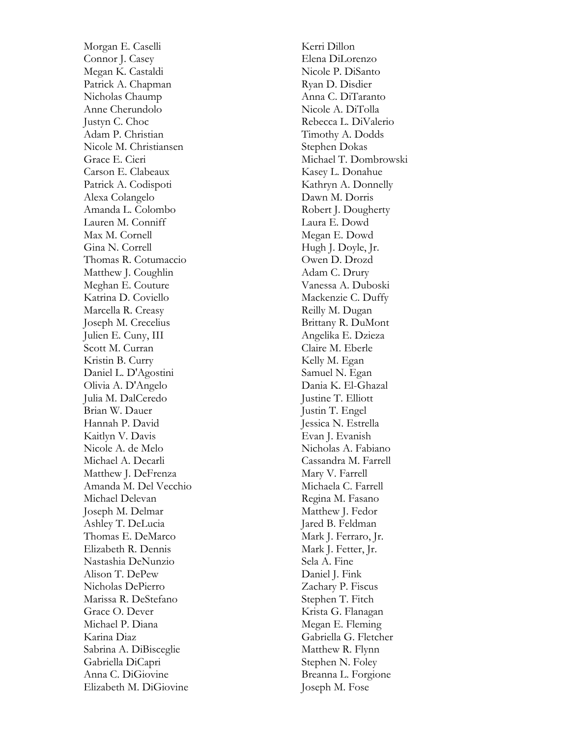Morgan E. Caselli
Connor J. Casey
Megan K. Castaldi
Patrick A. Chapman
Nicholas Chaump
Anne Cherundolo
Justyn C. Choc
Adam P. Christian
Nicole M. Christiansen
Grace E. Cieri
Carson E. Clabeaux
Patrick A. Codispoti
Alexa Colangelo
Amanda L. Colombo
Lauren M. Conniff
Max M. Cornell
Gina N. Correll
Thomas R. Cotumaccio
Matthew J. Coughlin
Meghan E. Couture
Katrina D. Coviello
Marcella R. Creasy
Joseph M. Crecelius
Julien E. Cuny, III
Scott M. Curran
Kristin B. Curry
Daniel L. D'Agostini
Olivia A. D'Angelo
Julia M. DalCeredo
Brian W. Dauer
Hannah P. David
Kaitlyn V. Davis
Nicole A. de Melo
Michael A. Decarli
Matthew J. DeFrenza
Amanda M. Del Vecchio
Michael Delevan
Joseph M. Delmar
Ashley T. DeLucia
Thomas E. DeMarco
Elizabeth R. Dennis
Nastashia DeNunzio
Alison T. DePew
Nicholas DePierro
Marissa R. DeStefano
Grace O. Dever
Michael P. Diana
Karina Diaz
Sabrina A. DiBisceglie
Gabriella DiCapri
Anna C. DiGiovine
Elizabeth M. DiGiovine
Kerri Dillon
Elena DiLorenzo
Nicole P. DiSanto
Ryan D. Disdier
Anna C. DiTaranto
Nicole A. DiTolla
Rebecca L. DiValerio
Timothy A. Dodds
Stephen Dokas
Michael T. Dombrowski
Kasey L. Donahue
Kathryn A. Donnelly
Dawn M. Dorris
Robert J. Dougherty
Laura E. Dowd
Megan E. Dowd
Hugh J. Doyle, Jr.
Owen D. Drozd
Adam C. Drury
Vanessa A. Duboski
Mackenzie C. Duffy
Reilly M. Dugan
Brittany R. DuMont
Angelika E. Dzieza
Claire M. Eberle
Kelly M. Egan
Samuel N. Egan
Dania K. El-Ghazal
Justine T. Elliott
Justin T. Engel
Jessica N. Estrella
Evan J. Evanish
Nicholas A. Fabiano
Cassandra M. Farrell
Mary V. Farrell
Michaela C. Farrell
Regina M. Fasano
Matthew J. Fedor
Jared B. Feldman
Mark J. Ferraro, Jr.
Mark J. Fetter, Jr.
Sela A. Fine
Daniel J. Fink
Zachary P. Fiscus
Stephen T. Fitch
Krista G. Flanagan
Megan E. Fleming
Gabriella G. Fletcher
Matthew R. Flynn
Stephen N. Foley
Breanna L. Forgione
Joseph M. Fose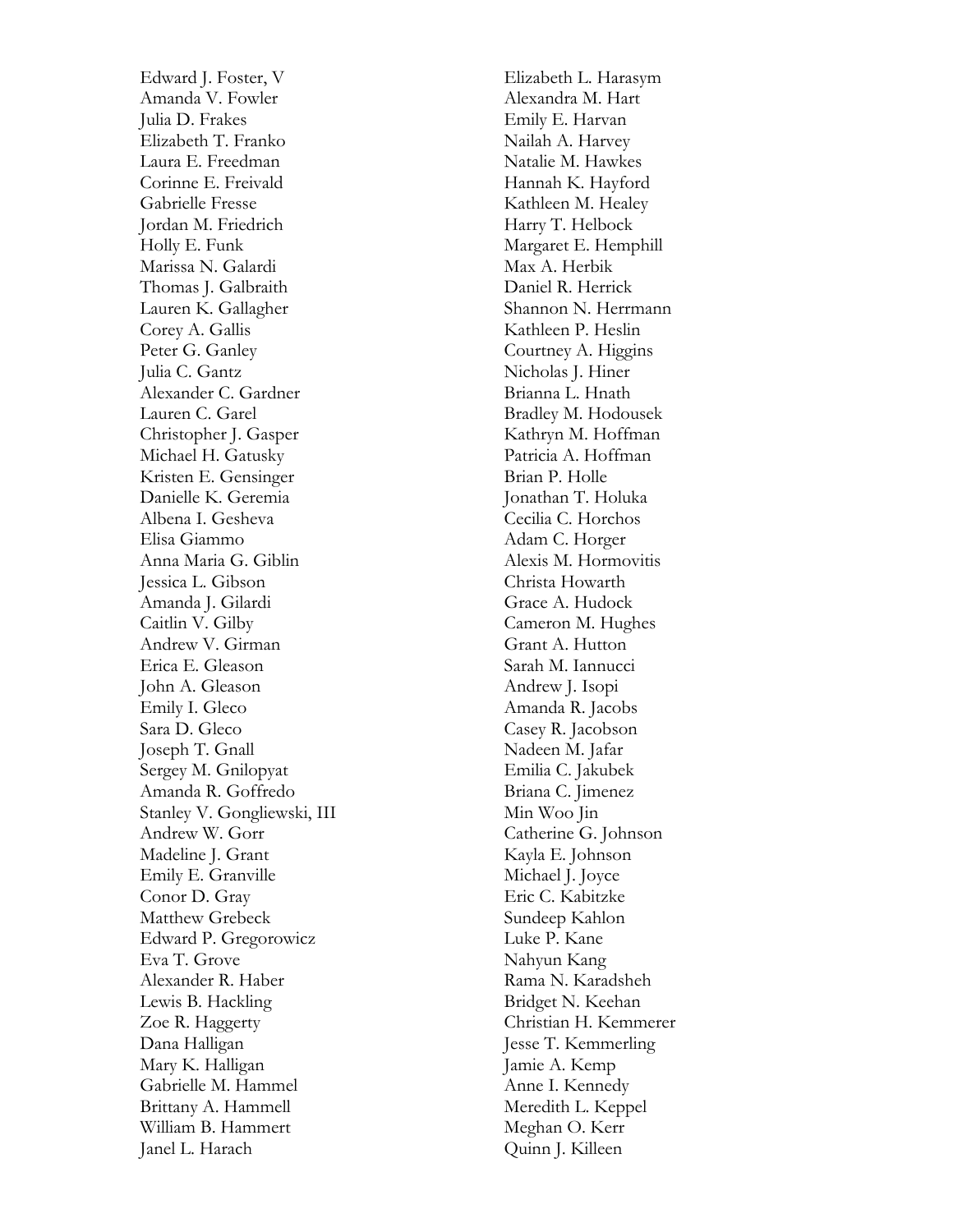Edward J. Foster, V
Amanda V. Fowler
Julia D. Frakes
Elizabeth T. Franko
Laura E. Freedman
Corinne E. Freivald
Gabrielle Fresse
Jordan M. Friedrich
Holly E. Funk
Marissa N. Galardi
Thomas J. Galbraith
Lauren K. Gallagher
Corey A. Gallis
Peter G. Ganley
Julia C. Gantz
Alexander C. Gardner
Lauren C. Garel
Christopher J. Gasper
Michael H. Gatusky
Kristen E. Gensinger
Danielle K. Geremia
Albena I. Gesheva
Elisa Giammo
Anna Maria G. Giblin
Jessica L. Gibson
Amanda J. Gilardi
Caitlin V. Gilby
Andrew V. Girman
Erica E. Gleason
John A. Gleason
Emily I. Gleco
Sara D. Gleco
Joseph T. Gnall
Sergey M. Gnilopyat
Amanda R. Goffredo
Stanley V. Gongliewski, III
Andrew W. Gorr
Madeline J. Grant
Emily E. Granville
Conor D. Gray
Matthew Grebeck
Edward P. Gregorowicz
Eva T. Grove
Alexander R. Haber
Lewis B. Hackling
Zoe R. Haggerty
Dana Halligan
Mary K. Halligan
Gabrielle M. Hammel
Brittany A. Hammell
William B. Hammert
Janel L. Harach
Elizabeth L. Harasym
Alexandra M. Hart
Emily E. Harvan
Nailah A. Harvey
Natalie M. Hawkes
Hannah K. Hayford
Kathleen M. Healey
Harry T. Helbock
Margaret E. Hemphill
Max A. Herbik
Daniel R. Herrick
Shannon N. Herrmann
Kathleen P. Heslin
Courtney A. Higgins
Nicholas J. Hiner
Brianna L. Hnath
Bradley M. Hodousek
Kathryn M. Hoffman
Patricia A. Hoffman
Brian P. Holle
Jonathan T. Holuka
Cecilia C. Horchos
Adam C. Horger
Alexis M. Hormovitis
Christa Howarth
Grace A. Hudock
Cameron M. Hughes
Grant A. Hutton
Sarah M. Iannucci
Andrew J. Isopi
Amanda R. Jacobs
Casey R. Jacobson
Nadeen M. Jafar
Emilia C. Jakubek
Briana C. Jimenez
Min Woo Jin
Catherine G. Johnson
Kayla E. Johnson
Michael J. Joyce
Eric C. Kabitzke
Sundeep Kahlon
Luke P. Kane
Nahyun Kang
Rama N. Karadsheh
Bridget N. Keehan
Christian H. Kemmerer
Jesse T. Kemmerling
Jamie A. Kemp
Anne I. Kennedy
Meredith L. Keppel
Meghan O. Kerr
Quinn J. Killeen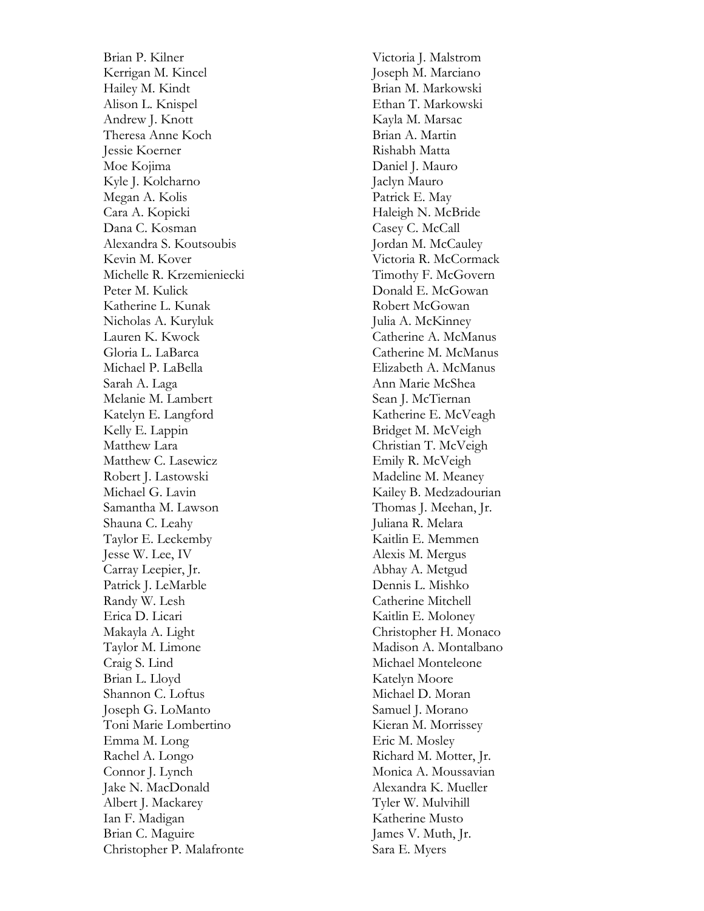Brian P. Kilner
Kerrigan M. Kincel
Hailey M. Kindt
Alison L. Knispel
Andrew J. Knott
Theresa Anne Koch
Jessie Koerner
Moe Kojima
Kyle J. Kolcharno
Megan A. Kolis
Cara A. Kopicki
Dana C. Kosman
Alexandra S. Koutsoubis
Kevin M. Kover
Michelle R. Krzemieniecki
Peter M. Kulick
Katherine L. Kunak
Nicholas A. Kuryluk
Lauren K. Kwock
Gloria L. LaBarca
Michael P. LaBella
Sarah A. Laga
Melanie M. Lambert
Katelyn E. Langford
Kelly E. Lappin
Matthew Lara
Matthew C. Lasewicz
Robert J. Lastowski
Michael G. Lavin
Samantha M. Lawson
Shauna C. Leahy
Taylor E. Leckemby
Jesse W. Lee, IV
Carray Leepier, Jr.
Patrick J. LeMarble
Randy W. Lesh
Erica D. Licari
Makayla A. Light
Taylor M. Limone
Craig S. Lind
Brian L. Lloyd
Shannon C. Loftus
Joseph G. LoManto
Toni Marie Lombertino
Emma M. Long
Rachel A. Longo
Connor J. Lynch
Jake N. MacDonald
Albert J. Mackarey
Ian F. Madigan
Brian C. Maguire
Christopher P. Malafronte
Victoria J. Malstrom
Joseph M. Marciano
Brian M. Markowski
Ethan T. Markowski
Kayla M. Marsac
Brian A. Martin
Rishabh Matta
Daniel J. Mauro
Jaclyn Mauro
Patrick E. May
Haleigh N. McBride
Casey C. McCall
Jordan M. McCauley
Victoria R. McCormack
Timothy F. McGovern
Donald E. McGowan
Robert McGowan
Julia A. McKinney
Catherine A. McManus
Catherine M. McManus
Elizabeth A. McManus
Ann Marie McShea
Sean J. McTiernan
Katherine E. McVeagh
Bridget M. McVeigh
Christian T. McVeigh
Emily R. McVeigh
Madeline M. Meaney
Kailey B. Medzadourian
Thomas J. Meehan, Jr.
Juliana R. Melara
Kaitlin E. Memmen
Alexis M. Mergus
Abhay A. Metgud
Dennis L. Mishko
Catherine Mitchell
Kaitlin E. Moloney
Christopher H. Monaco
Madison A. Montalbano
Michael Monteleone
Katelyn Moore
Michael D. Moran
Samuel J. Morano
Kieran M. Morrissey
Eric M. Mosley
Richard M. Motter, Jr.
Monica A. Moussavian
Alexandra K. Mueller
Tyler W. Mulvihill
Katherine Musto
James V. Muth, Jr.
Sara E. Myers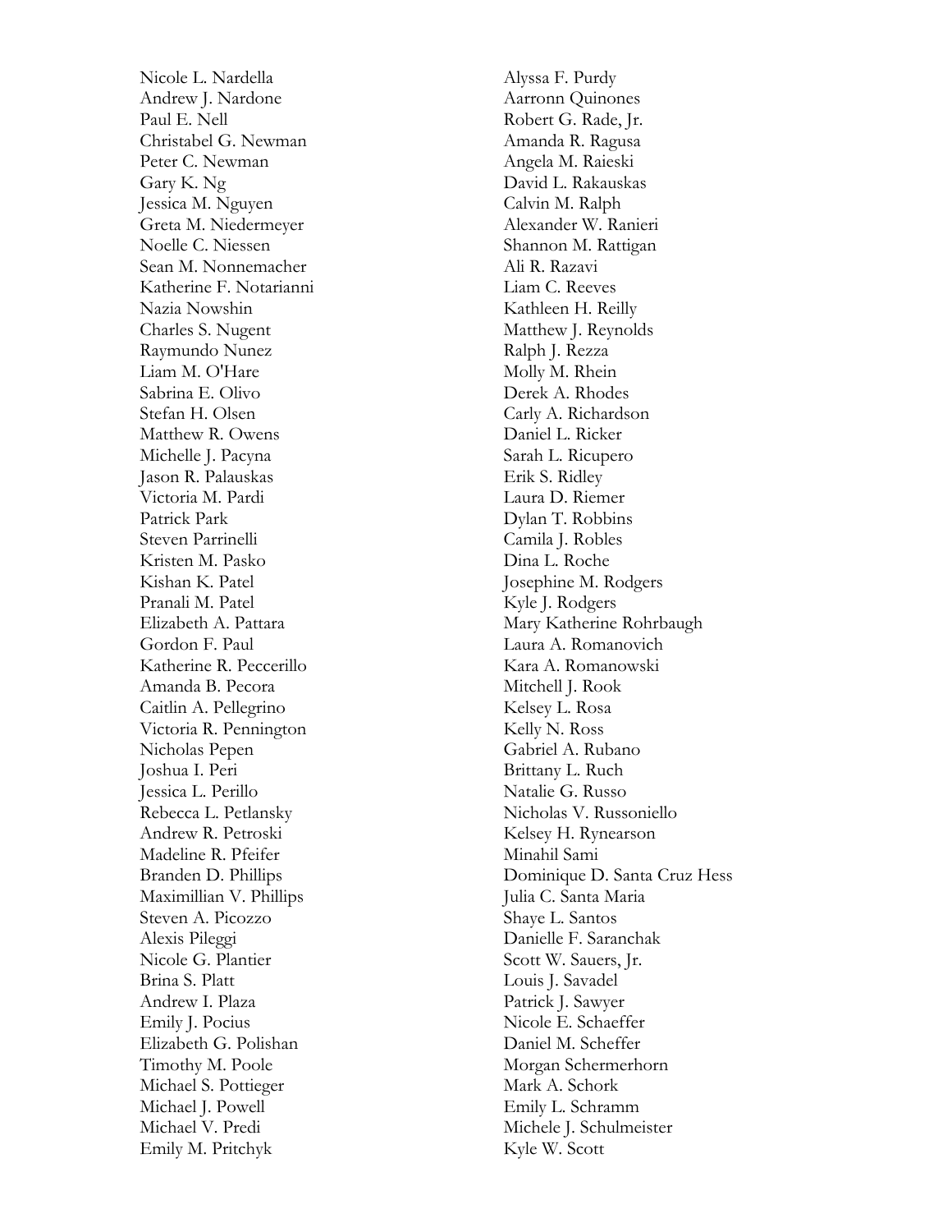Nicole L. Nardella
Andrew J. Nardone
Paul E. Nell
Christabel G. Newman
Peter C. Newman
Gary K. Ng
Jessica M. Nguyen
Greta M. Niedermeyer
Noelle C. Niessen
Sean M. Nonnemacher
Katherine F. Notarianni
Nazia Nowshin
Charles S. Nugent
Raymundo Nunez
Liam M. O'Hare
Sabrina E. Olivo
Stefan H. Olsen
Matthew R. Owens
Michelle J. Pacyna
Jason R. Palauskas
Victoria M. Pardi
Patrick Park
Steven Parrinelli
Kristen M. Pasko
Kishan K. Patel
Pranali M. Patel
Elizabeth A. Pattara
Gordon F. Paul
Katherine R. Peccerillo
Amanda B. Pecora
Caitlin A. Pellegrino
Victoria R. Pennington
Nicholas Pepen
Joshua I. Peri
Jessica L. Perillo
Rebecca L. Petlansky
Andrew R. Petroski
Madeline R. Pfeifer
Branden D. Phillips
Maximillian V. Phillips
Steven A. Picozzo
Alexis Pileggi
Nicole G. Plantier
Brina S. Platt
Andrew I. Plaza
Emily J. Pocius
Elizabeth G. Polishan
Timothy M. Poole
Michael S. Pottieger
Michael J. Powell
Michael V. Predi
Emily M. Pritchyk
Alyssa F. Purdy
Aarronn Quinones
Robert G. Rade, Jr.
Amanda R. Ragusa
Angela M. Raieski
David L. Rakauskas
Calvin M. Ralph
Alexander W. Ranieri
Shannon M. Rattigan
Ali R. Razavi
Liam C. Reeves
Kathleen H. Reilly
Matthew J. Reynolds
Ralph J. Rezza
Molly M. Rhein
Derek A. Rhodes
Carly A. Richardson
Daniel L. Ricker
Sarah L. Ricupero
Erik S. Ridley
Laura D. Riemer
Dylan T. Robbins
Camila J. Robles
Dina L. Roche
Josephine M. Rodgers
Kyle J. Rodgers
Mary Katherine Rohrbaugh
Laura A. Romanovich
Kara A. Romanowski
Mitchell J. Rook
Kelsey L. Rosa
Kelly N. Ross
Gabriel A. Rubano
Brittany L. Ruch
Natalie G. Russo
Nicholas V. Russoniello
Kelsey H. Rynearson
Minahil Sami
Dominique D. Santa Cruz Hess
Julia C. Santa Maria
Shaye L. Santos
Danielle F. Saranchak
Scott W. Sauers, Jr.
Louis J. Savadel
Patrick J. Sawyer
Nicole E. Schaeffer
Daniel M. Scheffer
Morgan Schermerhorn
Mark A. Schork
Emily L. Schramm
Michele J. Schulmeister
Kyle W. Scott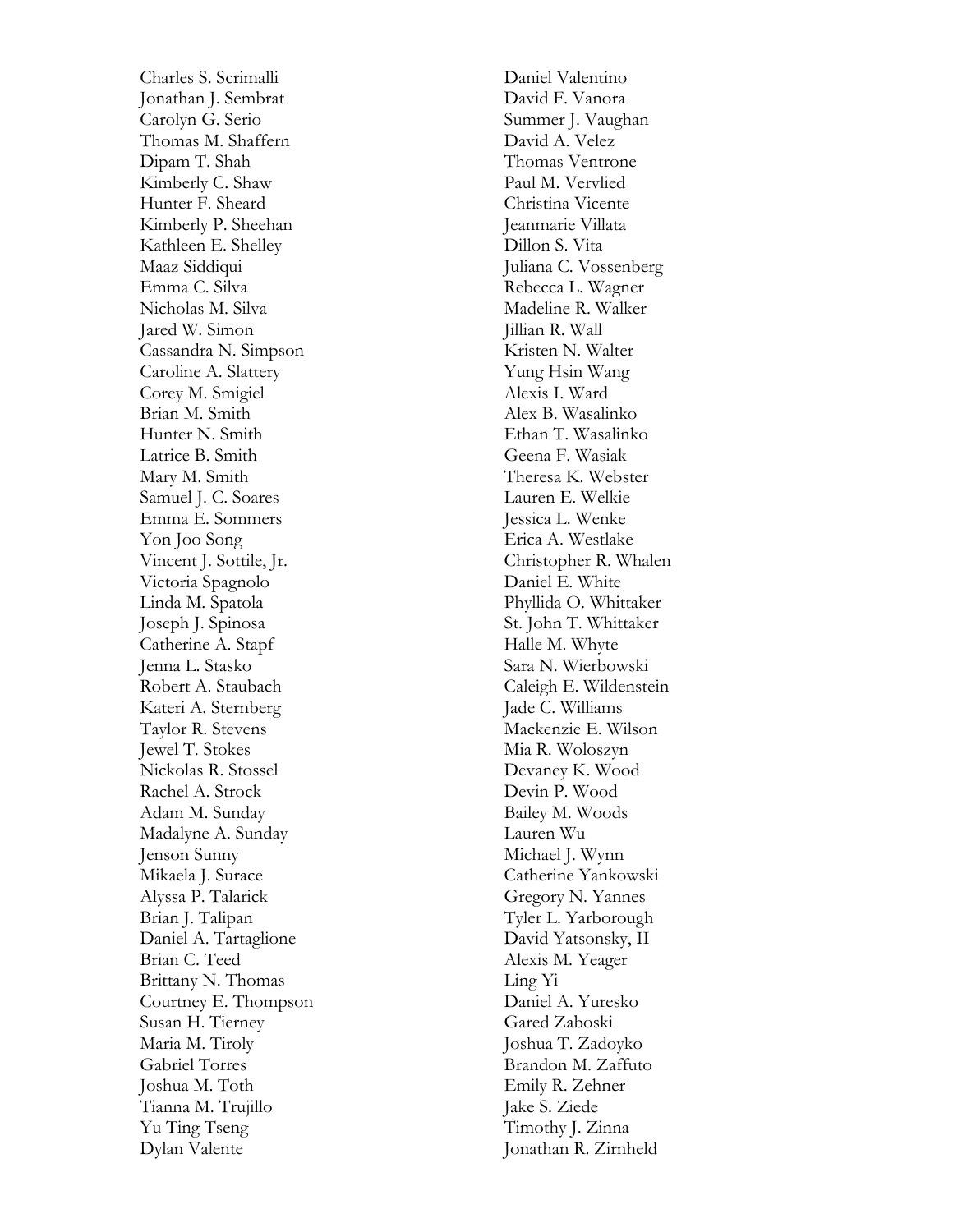Charles S. Scrimalli
Jonathan J. Sembrat
Carolyn G. Serio
Thomas M. Shaffern
Dipam T. Shah
Kimberly C. Shaw
Hunter F. Sheard
Kimberly P. Sheehan
Kathleen E. Shelley
Maaz Siddiqui
Emma C. Silva
Nicholas M. Silva
Jared W. Simon
Cassandra N. Simpson
Caroline A. Slattery
Corey M. Smigiel
Brian M. Smith
Hunter N. Smith
Latrice B. Smith
Mary M. Smith
Samuel J. C. Soares
Emma E. Sommers
Yon Joo Song
Vincent J. Sottile, Jr.
Victoria Spagnolo
Linda M. Spatola
Joseph J. Spinosa
Catherine A. Stapf
Jenna L. Stasko
Robert A. Staubach
Kateri A. Sternberg
Taylor R. Stevens
Jewel T. Stokes
Nickolas R. Stossel
Rachel A. Strock
Adam M. Sunday
Madalyne A. Sunday
Jenson Sunny
Mikaela J. Surace
Alyssa P. Talarick
Brian J. Talipan
Daniel A. Tartaglione
Brian C. Teed
Brittany N. Thomas
Courtney E. Thompson
Susan H. Tierney
Maria M. Tiroly
Gabriel Torres
Joshua M. Toth
Tianna M. Trujillo
Yu Ting Tseng
Dylan Valente
Daniel Valentino
David F. Vanora
Summer J. Vaughan
David A. Velez
Thomas Ventrone
Paul M. Vervlied
Christina Vicente
Jeanmarie Villata
Dillon S. Vita
Juliana C. Vossenberg
Rebecca L. Wagner
Madeline R. Walker
Jillian R. Wall
Kristen N. Walter
Yung Hsin Wang
Alexis I. Ward
Alex B. Wasalinko
Ethan T. Wasalinko
Geena F. Wasiak
Theresa K. Webster
Lauren E. Welkie
Jessica L. Wenke
Erica A. Westlake
Christopher R. Whalen
Daniel E. White
Phyllida O. Whittaker
St. John T. Whittaker
Halle M. Whyte
Sara N. Wierbowski
Caleigh E. Wildenstein
Jade C. Williams
Mackenzie E. Wilson
Mia R. Woloszyn
Devaney K. Wood
Devin P. Wood
Bailey M. Woods
Lauren Wu
Michael J. Wynn
Catherine Yankowski
Gregory N. Yannes
Tyler L. Yarborough
David Yatsonsky, II
Alexis M. Yeager
Ling Yi
Daniel A. Yuresko
Gared Zaboski
Joshua T. Zadoyko
Brandon M. Zaffuto
Emily R. Zehner
Jake S. Ziede
Timothy J. Zinna
Jonathan R. Zirnheld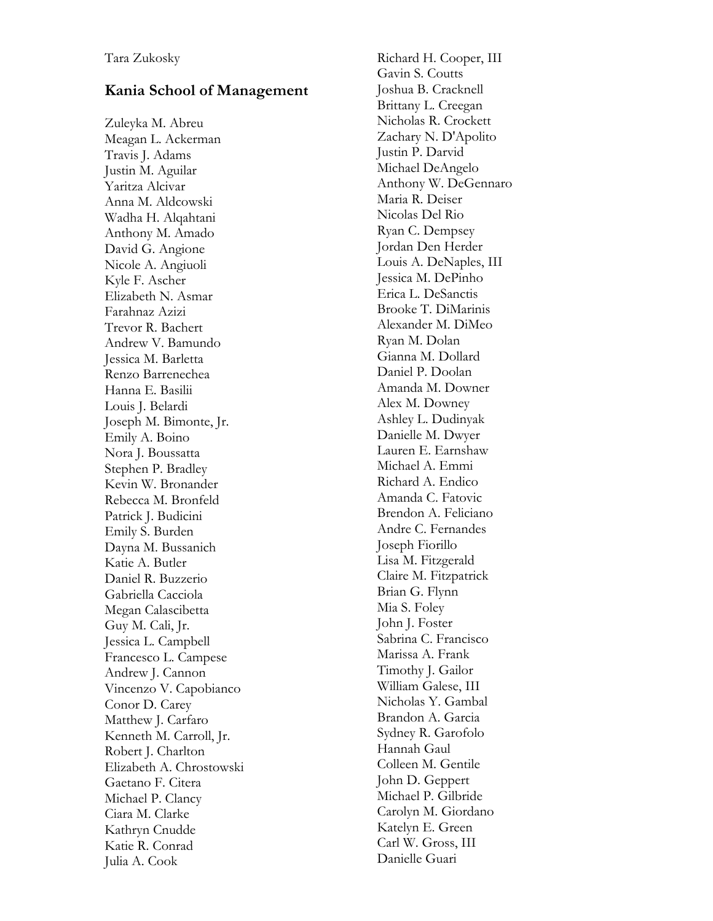Tara Zukosky

## Kania School of Management

Zuleyka M. Abreu
Meagan L. Ackerman
Travis J. Adams
Justin M. Aguilar
Yaritza Alcivar
Anna M. Aldcowski
Wadha H. Alqahtani
Anthony M. Amado
David G. Angione
Nicole A. Angiuoli
Kyle F. Ascher
Elizabeth N. Asmar
Farahnaz Azizi
Trevor R. Bachert
Andrew V. Bamundo
Jessica M. Barletta
Renzo Barrenechea
Hanna E. Basilii
Louis J. Belardi
Joseph M. Bimonte, Jr.
Emily A. Boino
Nora J. Boussatta
Stephen P. Bradley
Kevin W. Bronander
Rebecca M. Bronfeld
Patrick J. Budicini
Emily S. Burden
Dayna M. Bussanich
Katie A. Butler
Daniel R. Buzzerio
Gabriella Cacciola
Megan Calascibetta
Guy M. Cali, Jr.
Jessica L. Campbell
Francesco L. Campese
Andrew J. Cannon
Vincenzo V. Capobianco
Conor D. Carey
Matthew J. Carfaro
Kenneth M. Carroll, Jr.
Robert J. Charlton
Elizabeth A. Chrostowski
Gaetano F. Citera
Michael P. Clancy
Ciara M. Clarke
Kathryn Cnudde
Katie R. Conrad
Julia A. Cook
Richard H. Cooper, III
Gavin S. Coutts
Joshua B. Cracknell
Brittany L. Creegan
Nicholas R. Crockett
Zachary N. D'Apolito
Justin P. Darvid
Michael DeAngelo
Anthony W. DeGennaro
Maria R. Deiser
Nicolas Del Rio
Ryan C. Dempsey
Jordan Den Herder
Louis A. DeNaples, III
Jessica M. DePinho
Erica L. DeSanctis
Brooke T. DiMarinis
Alexander M. DiMeo
Ryan M. Dolan
Gianna M. Dollard
Daniel P. Doolan
Amanda M. Downer
Alex M. Downey
Ashley L. Dudinyak
Danielle M. Dwyer
Lauren E. Earnshaw
Michael A. Emmi
Richard A. Endico
Amanda C. Fatovic
Brendon A. Feliciano
Andre C. Fernandes
Joseph Fiorillo
Lisa M. Fitzgerald
Claire M. Fitzpatrick
Brian G. Flynn
Mia S. Foley
John J. Foster
Sabrina C. Francisco
Marissa A. Frank
Timothy J. Gailor
William Galese, III
Nicholas Y. Gambal
Brandon A. Garcia
Sydney R. Garofolo
Hannah Gaul
Colleen M. Gentile
John D. Geppert
Michael P. Gilbride
Carolyn M. Giordano
Katelyn E. Green
Carl W. Gross, III
Danielle Guari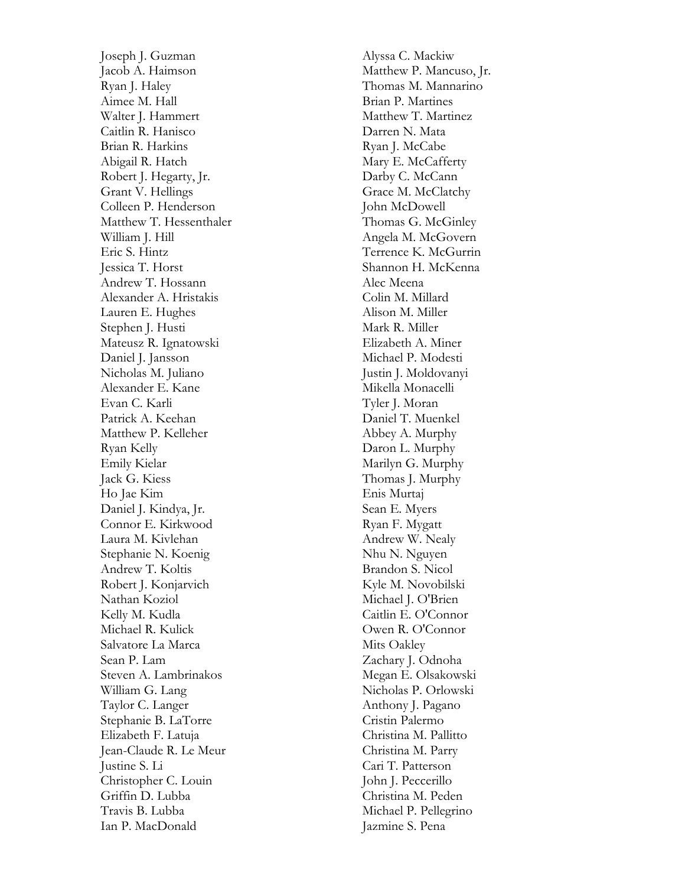Joseph J. Guzman
Jacob A. Haimson
Ryan J. Haley
Aimee M. Hall
Walter J. Hammert
Caitlin R. Hanisco
Brian R. Harkins
Abigail R. Hatch
Robert J. Hegarty, Jr.
Grant V. Hellings
Colleen P. Henderson
Matthew T. Hessenthaler
William J. Hill
Eric S. Hintz
Jessica T. Horst
Andrew T. Hossann
Alexander A. Hristakis
Lauren E. Hughes
Stephen J. Husti
Mateusz R. Ignatowski
Daniel J. Jansson
Nicholas M. Juliano
Alexander E. Kane
Evan C. Karli
Patrick A. Keehan
Matthew P. Kelleher
Ryan Kelly
Emily Kielar
Jack G. Kiess
Ho Jae Kim
Daniel J. Kindya, Jr.
Connor E. Kirkwood
Laura M. Kivlehan
Stephanie N. Koenig
Andrew T. Koltis
Robert J. Konjarvich
Nathan Koziol
Kelly M. Kudla
Michael R. Kulick
Salvatore La Marca
Sean P. Lam
Steven A. Lambrinakos
William G. Lang
Taylor C. Langer
Stephanie B. LaTorre
Elizabeth F. Latuja
Jean-Claude R. Le Meur
Justine S. Li
Christopher C. Louin
Griffin D. Lubba
Travis B. Lubba
Ian P. MacDonald
Alyssa C. Mackiw
Matthew P. Mancuso, Jr.
Thomas M. Mannarino
Brian P. Martines
Matthew T. Martinez
Darren N. Mata
Ryan J. McCabe
Mary E. McCafferty
Darby C. McCann
Grace M. McClatchy
John McDowell
Thomas G. McGinley
Angela M. McGovern
Terrence K. McGurrin
Shannon H. McKenna
Alec Meena
Colin M. Millard
Alison M. Miller
Mark R. Miller
Elizabeth A. Miner
Michael P. Modesti
Justin J. Moldovanyi
Mikella Monacelli
Tyler J. Moran
Daniel T. Muenkel
Abbey A. Murphy
Daron L. Murphy
Marilyn G. Murphy
Thomas J. Murphy
Enis Murtaj
Sean E. Myers
Ryan F. Mygatt
Andrew W. Nealy
Nhu N. Nguyen
Brandon S. Nicol
Kyle M. Novobilski
Michael J. O'Brien
Caitlin E. O'Connor
Owen R. O'Connor
Mits Oakley
Zachary J. Odnoha
Megan E. Olsakowski
Nicholas P. Orlowski
Anthony J. Pagano
Cristin Palermo
Christina M. Pallitto
Christina M. Parry
Cari T. Patterson
John J. Peccerillo
Christina M. Peden
Michael P. Pellegrino
Jazmine S. Pena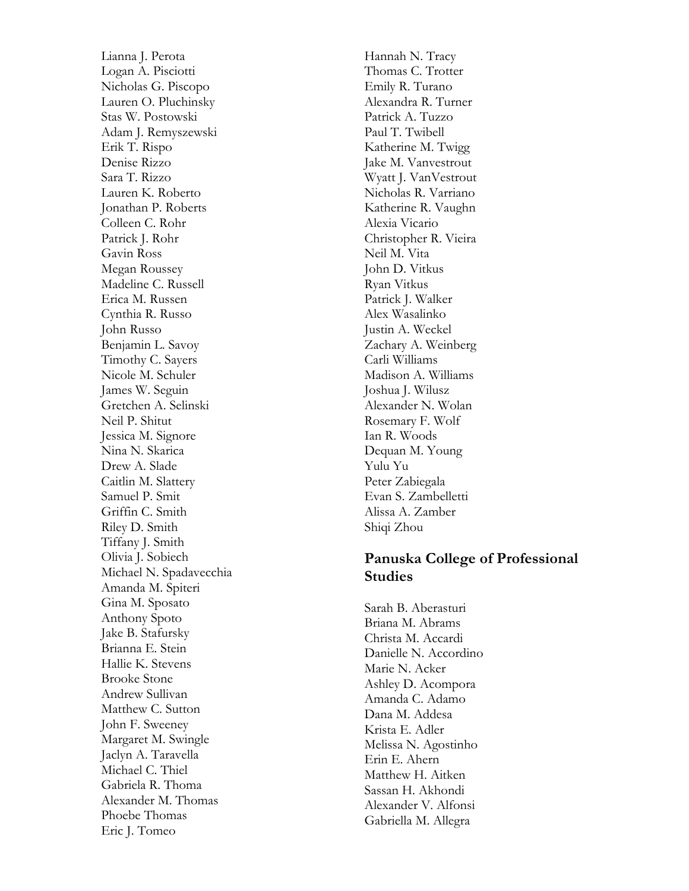Lianna J. Perota
Logan A. Pisciotti
Nicholas G. Piscopo
Lauren O. Pluchinsky
Stas W. Postowski
Adam J. Remyszewski
Erik T. Rispo
Denise Rizzo
Sara T. Rizzo
Lauren K. Roberto
Jonathan P. Roberts
Colleen C. Rohr
Patrick J. Rohr
Gavin Ross
Megan Roussey
Madeline C. Russell
Erica M. Russen
Cynthia R. Russo
John Russo
Benjamin L. Savoy
Timothy C. Sayers
Nicole M. Schuler
James W. Seguin
Gretchen A. Selinski
Neil P. Shitut
Jessica M. Signore
Nina N. Skarica
Drew A. Slade
Caitlin M. Slattery
Samuel P. Smit
Griffin C. Smith
Riley D. Smith
Tiffany J. Smith
Olivia J. Sobiech
Michael N. Spadavecchia
Amanda M. Spiteri
Gina M. Sposato
Anthony Spoto
Jake B. Stafursky
Brianna E. Stein
Hallie K. Stevens
Brooke Stone
Andrew Sullivan
Matthew C. Sutton
John F. Sweeney
Margaret M. Swingle
Jaclyn A. Taravella
Michael C. Thiel
Gabriela R. Thoma
Alexander M. Thomas
Phoebe Thomas
Eric J. Tomeo
Hannah N. Tracy
Thomas C. Trotter
Emily R. Turano
Alexandra R. Turner
Patrick A. Tuzzo
Paul T. Twibell
Katherine M. Twigg
Jake M. Vanvestrout
Wyatt J. VanVestrout
Nicholas R. Varriano
Katherine R. Vaughn
Alexia Vicario
Christopher R. Vieira
Neil M. Vita
John D. Vitkus
Ryan Vitkus
Patrick J. Walker
Alex Wasalinko
Justin A. Weckel
Zachary A. Weinberg
Carli Williams
Madison A. Williams
Joshua J. Wilusz
Alexander N. Wolan
Rosemary F. Wolf
Ian R. Woods
Dequan M. Young
Yulu Yu
Peter Zabiegala
Evan S. Zambelletti
Alissa A. Zamber
Shiqi Zhou

## Panuska College of Professional Studies

Sarah B. Aberasturi
Briana M. Abrams
Christa M. Accardi
Danielle N. Accordino
Marie N. Acker
Ashley D. Acompora
Amanda C. Adamo
Dana M. Addesa
Krista E. Adler
Melissa N. Agostinho
Erin E. Ahern
Matthew H. Aitken
Sassan H. Akhondi
Alexander V. Alfonsi
Gabriella M. Allegra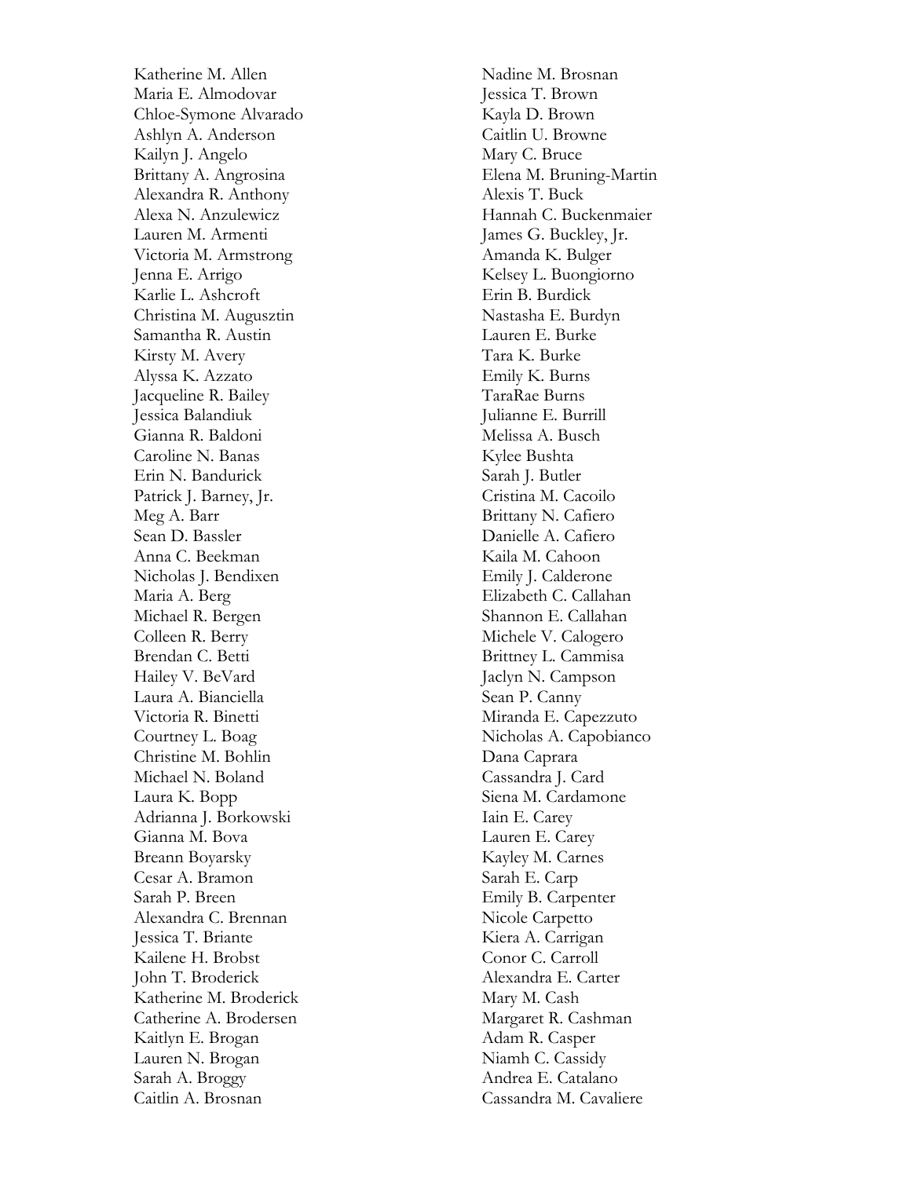Katherine M. Allen
Maria E. Almodovar
Chloe-Symone Alvarado
Ashlyn A. Anderson
Kailyn J. Angelo
Brittany A. Angrosina
Alexandra R. Anthony
Alexa N. Anzulewicz
Lauren M. Armenti
Victoria M. Armstrong
Jenna E. Arrigo
Karlie L. Ashcroft
Christina M. Augusztin
Samantha R. Austin
Kirsty M. Avery
Alyssa K. Azzato
Jacqueline R. Bailey
Jessica Balandiuk
Gianna R. Baldoni
Caroline N. Banas
Erin N. Bandurick
Patrick J. Barney, Jr.
Meg A. Barr
Sean D. Bassler
Anna C. Beekman
Nicholas J. Bendixen
Maria A. Berg
Michael R. Bergen
Colleen R. Berry
Brendan C. Betti
Hailey V. BeVard
Laura A. Bianciella
Victoria R. Binetti
Courtney L. Boag
Christine M. Bohlin
Michael N. Boland
Laura K. Bopp
Adrianna J. Borkowski
Gianna M. Bova
Breann Boyarsky
Cesar A. Bramon
Sarah P. Breen
Alexandra C. Brennan
Jessica T. Briante
Kailene H. Brobst
John T. Broderick
Katherine M. Broderick
Catherine A. Brodersen
Kaitlyn E. Brogan
Lauren N. Brogan
Sarah A. Broggy
Caitlin A. Brosnan
Nadine M. Brosnan
Jessica T. Brown
Kayla D. Brown
Caitlin U. Browne
Mary C. Bruce
Elena M. Bruning-Martin
Alexis T. Buck
Hannah C. Buckenmaier
James G. Buckley, Jr.
Amanda K. Bulger
Kelsey L. Buongiorno
Erin B. Burdick
Nastasha E. Burdyn
Lauren E. Burke
Tara K. Burke
Emily K. Burns
TaraRae Burns
Julianne E. Burrill
Melissa A. Busch
Kylee Bushta
Sarah J. Butler
Cristina M. Cacoilo
Brittany N. Cafiero
Danielle A. Cafiero
Kaila M. Cahoon
Emily J. Calderone
Elizabeth C. Callahan
Shannon E. Callahan
Michele V. Calogero
Brittney L. Cammisa
Jaclyn N. Campson
Sean P. Canny
Miranda E. Capezzuto
Nicholas A. Capobianco
Dana Caprara
Cassandra J. Card
Siena M. Cardamone
Iain E. Carey
Lauren E. Carey
Kayley M. Carnes
Sarah E. Carp
Emily B. Carpenter
Nicole Carpetto
Kiera A. Carrigan
Conor C. Carroll
Alexandra E. Carter
Mary M. Cash
Margaret R. Cashman
Adam R. Casper
Niamh C. Cassidy
Andrea E. Catalano
Cassandra M. Cavaliere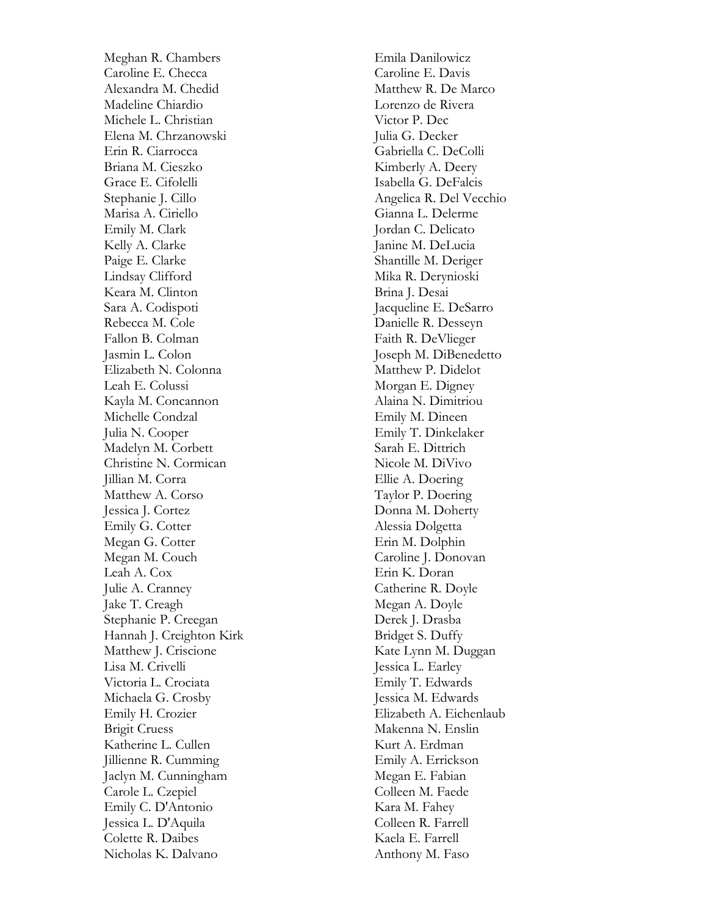Meghan R. Chambers
Caroline E. Checca
Alexandra M. Chedid
Madeline Chiardio
Michele L. Christian
Elena M. Chrzanowski
Erin R. Ciarrocca
Briana M. Cieszko
Grace E. Cifolelli
Stephanie J. Cillo
Marisa A. Ciriello
Emily M. Clark
Kelly A. Clarke
Paige E. Clarke
Lindsay Clifford
Keara M. Clinton
Sara A. Codispoti
Rebecca M. Cole
Fallon B. Colman
Jasmin L. Colon
Elizabeth N. Colonna
Leah E. Colussi
Kayla M. Concannon
Michelle Condzal
Julia N. Cooper
Madelyn M. Corbett
Christine N. Cormican
Jillian M. Corra
Matthew A. Corso
Jessica J. Cortez
Emily G. Cotter
Megan G. Cotter
Megan M. Couch
Leah A. Cox
Julie A. Cranney
Jake T. Creagh
Stephanie P. Creegan
Hannah J. Creighton Kirk
Matthew J. Criscione
Lisa M. Crivelli
Victoria L. Crociata
Michaela G. Crosby
Emily H. Crozier
Brigit Cruess
Katherine L. Cullen
Jillienne R. Cumming
Jaclyn M. Cunningham
Carole L. Czepiel
Emily C. D'Antonio
Jessica L. D'Aquila
Colette R. Daibes
Nicholas K. Dalvano
Emila Danilowicz
Caroline E. Davis
Matthew R. De Marco
Lorenzo de Rivera
Victor P. Dec
Julia G. Decker
Gabriella C. DeColli
Kimberly A. Deery
Isabella G. DeFalcis
Angelica R. Del Vecchio
Gianna L. Delerme
Jordan C. Delicato
Janine M. DeLucia
Shantille M. Deriger
Mika R. Derynioski
Brina J. Desai
Jacqueline E. DeSarro
Danielle R. Desseyn
Faith R. DeVlieger
Joseph M. DiBenedetto
Matthew P. Didelot
Morgan E. Digney
Alaina N. Dimitriou
Emily M. Dineen
Emily T. Dinkelaker
Sarah E. Dittrich
Nicole M. DiVivo
Ellie A. Doering
Taylor P. Doering
Donna M. Doherty
Alessia Dolgetta
Erin M. Dolphin
Caroline J. Donovan
Erin K. Doran
Catherine R. Doyle
Megan A. Doyle
Derek J. Drasba
Bridget S. Duffy
Kate Lynn M. Duggan
Jessica L. Earley
Emily T. Edwards
Jessica M. Edwards
Elizabeth A. Eichenlaub
Makenna N. Enslin
Kurt A. Erdman
Emily A. Errickson
Megan E. Fabian
Colleen M. Faede
Kara M. Fahey
Colleen R. Farrell
Kaela E. Farrell
Anthony M. Faso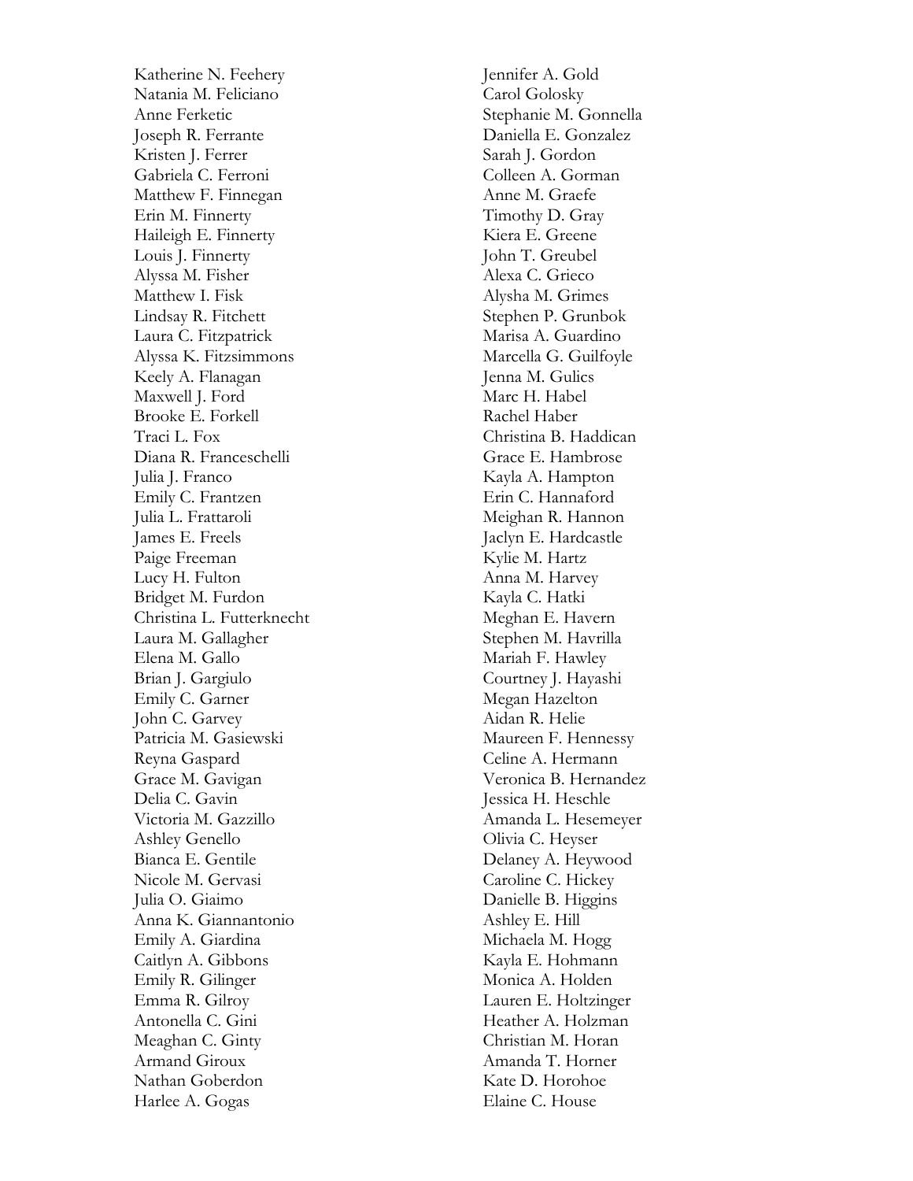Katherine N. Feehery
Natania M. Feliciano
Anne Ferketic
Joseph R. Ferrante
Kristen J. Ferrer
Gabriela C. Ferroni
Matthew F. Finnegan
Erin M. Finnerty
Haileigh E. Finnerty
Louis J. Finnerty
Alyssa M. Fisher
Matthew I. Fisk
Lindsay R. Fitchett
Laura C. Fitzpatrick
Alyssa K. Fitzsimmons
Keely A. Flanagan
Maxwell J. Ford
Brooke E. Forkell
Traci L. Fox
Diana R. Franceschelli
Julia J. Franco
Emily C. Frantzen
Julia L. Frattaroli
James E. Freels
Paige Freeman
Lucy H. Fulton
Bridget M. Furdon
Christina L. Futterknecht
Laura M. Gallagher
Elena M. Gallo
Brian J. Gargiulo
Emily C. Garner
John C. Garvey
Patricia M. Gasiewski
Reyna Gaspard
Grace M. Gavigan
Delia C. Gavin
Victoria M. Gazzillo
Ashley Genello
Bianca E. Gentile
Nicole M. Gervasi
Julia O. Giaimo
Anna K. Giannantonio
Emily A. Giardina
Caitlyn A. Gibbons
Emily R. Gilinger
Emma R. Gilroy
Antonella C. Gini
Meaghan C. Ginty
Armand Giroux
Nathan Goberdon
Harlee A. Gogas
Jennifer A. Gold
Carol Golosky
Stephanie M. Gonnella
Daniella E. Gonzalez
Sarah J. Gordon
Colleen A. Gorman
Anne M. Graefe
Timothy D. Gray
Kiera E. Greene
John T. Greubel
Alexa C. Grieco
Alysha M. Grimes
Stephen P. Grunbok
Marisa A. Guardino
Marcella G. Guilfoyle
Jenna M. Gulics
Marc H. Habel
Rachel Haber
Christina B. Haddican
Grace E. Hambrose
Kayla A. Hampton
Erin C. Hannaford
Meighan R. Hannon
Jaclyn E. Hardcastle
Kylie M. Hartz
Anna M. Harvey
Kayla C. Hatki
Meghan E. Havern
Stephen M. Havrilla
Mariah F. Hawley
Courtney J. Hayashi
Megan Hazelton
Aidan R. Helie
Maureen F. Hennessy
Celine A. Hermann
Veronica B. Hernandez
Jessica H. Heschle
Amanda L. Hesemeyer
Olivia C. Heyser
Delaney A. Heywood
Caroline C. Hickey
Danielle B. Higgins
Ashley E. Hill
Michaela M. Hogg
Kayla E. Hohmann
Monica A. Holden
Lauren E. Holtzinger
Heather A. Holzman
Christian M. Horan
Amanda T. Horner
Kate D. Horohoe
Elaine C. House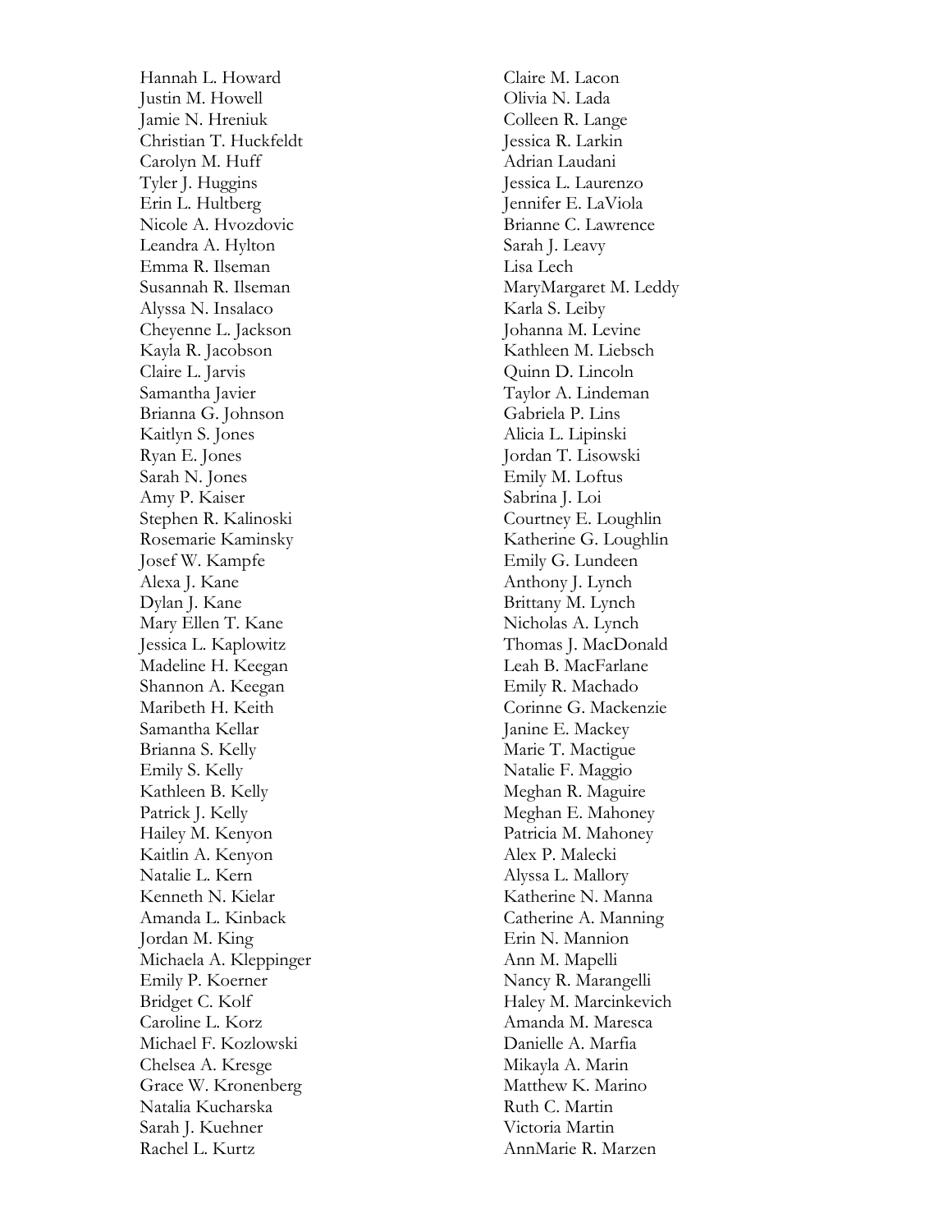Hannah L. Howard
Justin M. Howell
Jamie N. Hreniuk
Christian T. Huckfeldt
Carolyn M. Huff
Tyler J. Huggins
Erin L. Hultberg
Nicole A. Hvozdovic
Leandra A. Hylton
Emma R. Ilseman
Susannah R. Ilseman
Alyssa N. Insalaco
Cheyenne L. Jackson
Kayla R. Jacobson
Claire L. Jarvis
Samantha Javier
Brianna G. Johnson
Kaitlyn S. Jones
Ryan E. Jones
Sarah N. Jones
Amy P. Kaiser
Stephen R. Kalinoski
Rosemarie Kaminsky
Josef W. Kampfe
Alexa J. Kane
Dylan J. Kane
Mary Ellen T. Kane
Jessica L. Kaplowitz
Madeline H. Keegan
Shannon A. Keegan
Maribeth H. Keith
Samantha Kellar
Brianna S. Kelly
Emily S. Kelly
Kathleen B. Kelly
Patrick J. Kelly
Hailey M. Kenyon
Kaitlin A. Kenyon
Natalie L. Kern
Kenneth N. Kielar
Amanda L. Kinback
Jordan M. King
Michaela A. Kleppinger
Emily P. Koerner
Bridget C. Kolf
Caroline L. Korz
Michael F. Kozlowski
Chelsea A. Kresge
Grace W. Kronenberg
Natalia Kucharska
Sarah J. Kuehner
Rachel L. Kurtz
Claire M. Lacon
Olivia N. Lada
Colleen R. Lange
Jessica R. Larkin
Adrian Laudani
Jessica L. Laurenzo
Jennifer E. LaViola
Brianne C. Lawrence
Sarah J. Leavy
Lisa Lech
MaryMargaret M. Leddy
Karla S. Leiby
Johanna M. Levine
Kathleen M. Liebsch
Quinn D. Lincoln
Taylor A. Lindeman
Gabriela P. Lins
Alicia L. Lipinski
Jordan T. Lisowski
Emily M. Loftus
Sabrina J. Loi
Courtney E. Loughlin
Katherine G. Loughlin
Emily G. Lundeen
Anthony J. Lynch
Brittany M. Lynch
Nicholas A. Lynch
Thomas J. MacDonald
Leah B. MacFarlane
Emily R. Machado
Corinne G. Mackenzie
Janine E. Mackey
Marie T. Mactigue
Natalie F. Maggio
Meghan R. Maguire
Meghan E. Mahoney
Patricia M. Mahoney
Alex P. Malecki
Alyssa L. Mallory
Katherine N. Manna
Catherine A. Manning
Erin N. Mannion
Ann M. Mapelli
Nancy R. Marangelli
Haley M. Marcinkevich
Amanda M. Maresca
Danielle A. Marfia
Mikayla A. Marin
Matthew K. Marino
Ruth C. Martin
Victoria Martin
AnnMarie R. Marzen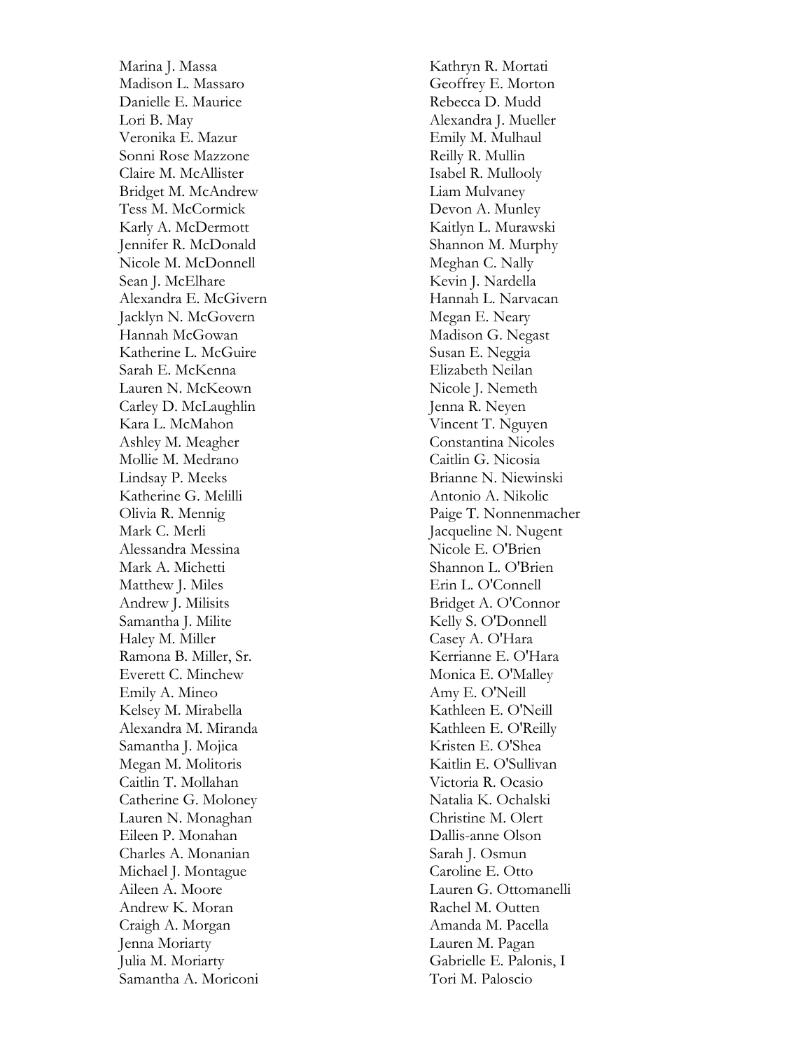Marina J. Massa
Madison L. Massaro
Danielle E. Maurice
Lori B. May
Veronika E. Mazur
Sonni Rose Mazzone
Claire M. McAllister
Bridget M. McAndrew
Tess M. McCormick
Karly A. McDermott
Jennifer R. McDonald
Nicole M. McDonnell
Sean J. McElhare
Alexandra E. McGivern
Jacklyn N. McGovern
Hannah McGowan
Katherine L. McGuire
Sarah E. McKenna
Lauren N. McKeown
Carley D. McLaughlin
Kara L. McMahon
Ashley M. Meagher
Mollie M. Medrano
Lindsay P. Meeks
Katherine G. Melilli
Olivia R. Mennig
Mark C. Merli
Alessandra Messina
Mark A. Michetti
Matthew J. Miles
Andrew J. Milisits
Samantha J. Milite
Haley M. Miller
Ramona B. Miller, Sr.
Everett C. Minchew
Emily A. Mineo
Kelsey M. Mirabella
Alexandra M. Miranda
Samantha J. Mojica
Megan M. Molitoris
Caitlin T. Mollahan
Catherine G. Moloney
Lauren N. Monaghan
Eileen P. Monahan
Charles A. Monanian
Michael J. Montague
Aileen A. Moore
Andrew K. Moran
Craigh A. Morgan
Jenna Moriarty
Julia M. Moriarty
Samantha A. Moriconi
Kathryn R. Mortati
Geoffrey E. Morton
Rebecca D. Mudd
Alexandra J. Mueller
Emily M. Mulhaul
Reilly R. Mullin
Isabel R. Mullooly
Liam Mulvaney
Devon A. Munley
Kaitlyn L. Murawski
Shannon M. Murphy
Meghan C. Nally
Kevin J. Nardella
Hannah L. Narvacan
Megan E. Neary
Madison G. Negast
Susan E. Neggia
Elizabeth Neilan
Nicole J. Nemeth
Jenna R. Neyen
Vincent T. Nguyen
Constantina Nicoles
Caitlin G. Nicosia
Brianne N. Niewinski
Antonio A. Nikolic
Paige T. Nonnenmacher
Jacqueline N. Nugent
Nicole E. O'Brien
Shannon L. O'Brien
Erin L. O'Connell
Bridget A. O'Connor
Kelly S. O'Donnell
Casey A. O'Hara
Kerrianne E. O'Hara
Monica E. O'Malley
Amy E. O'Neill
Kathleen E. O'Neill
Kathleen E. O'Reilly
Kristen E. O'Shea
Kaitlin E. O'Sullivan
Victoria R. Ocasio
Natalia K. Ochalski
Christine M. Olert
Dallis-anne Olson
Sarah J. Osmun
Caroline E. Otto
Lauren G. Ottomanelli
Rachel M. Outten
Amanda M. Pacella
Lauren M. Pagan
Gabrielle E. Palonis, I
Tori M. Paloscio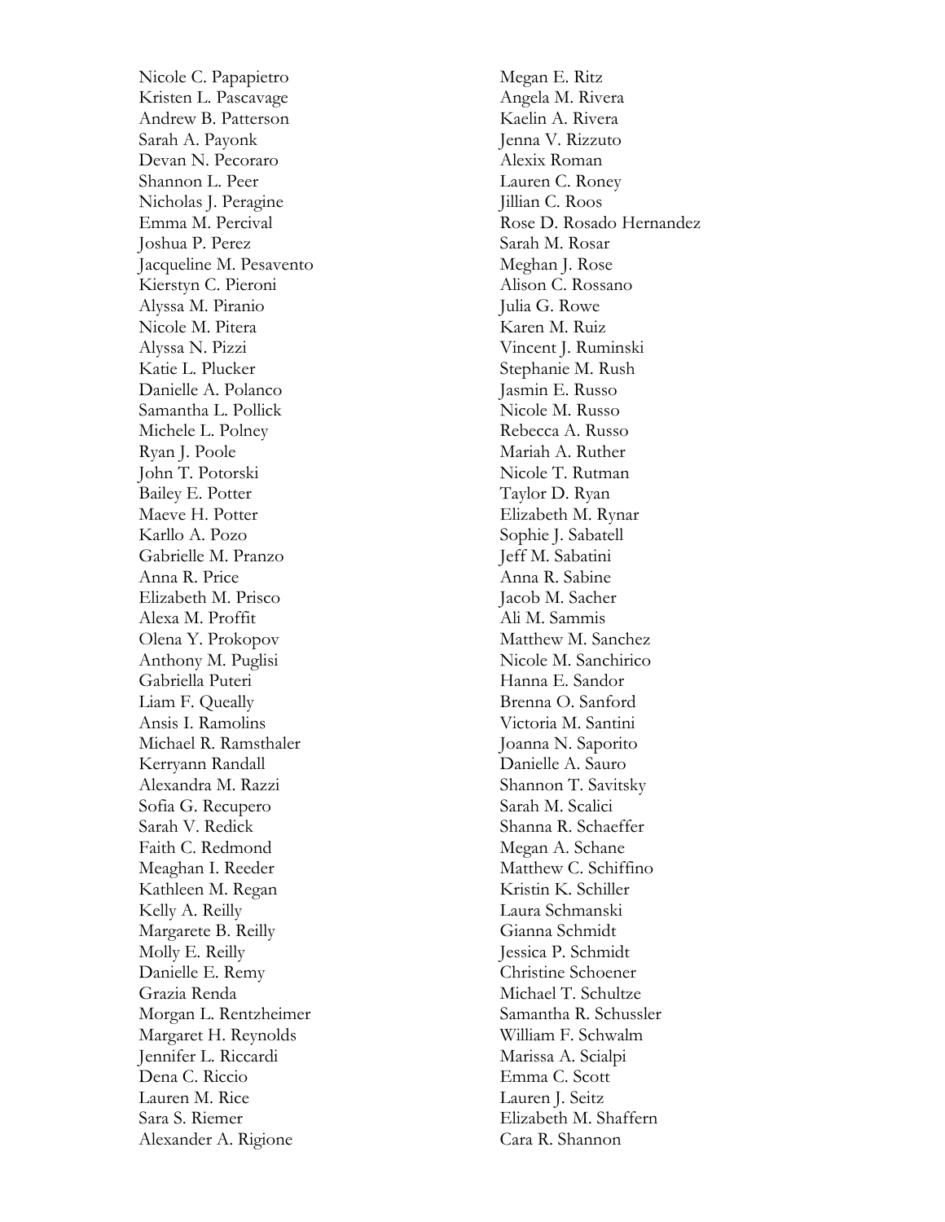Nicole C. Papapietro
Kristen L. Pascavage
Andrew B. Patterson
Sarah A. Payonk
Devan N. Pecoraro
Shannon L. Peer
Nicholas J. Peragine
Emma M. Percival
Joshua P. Perez
Jacqueline M. Pesavento
Kierstyn C. Pieroni
Alyssa M. Piranio
Nicole M. Pitera
Alyssa N. Pizzi
Katie L. Plucker
Danielle A. Polanco
Samantha L. Pollick
Michele L. Polney
Ryan J. Poole
John T. Potorski
Bailey E. Potter
Maeve H. Potter
Karllo A. Pozo
Gabrielle M. Pranzo
Anna R. Price
Elizabeth M. Prisco
Alexa M. Proffit
Olena Y. Prokopov
Anthony M. Puglisi
Gabriella Puteri
Liam F. Queally
Ansis I. Ramolins
Michael R. Ramsthaler
Kerryann Randall
Alexandra M. Razzi
Sofia G. Recupero
Sarah V. Redick
Faith C. Redmond
Meaghan I. Reeder
Kathleen M. Regan
Kelly A. Reilly
Margarete B. Reilly
Molly E. Reilly
Danielle E. Remy
Grazia Renda
Morgan L. Rentzheimer
Margaret H. Reynolds
Jennifer L. Riccardi
Dena C. Riccio
Lauren M. Rice
Sara S. Riemer
Alexander A. Rigione
Megan E. Ritz
Angela M. Rivera
Kaelin A. Rivera
Jenna V. Rizzuto
Alexix Roman
Lauren C. Roney
Jillian C. Roos
Rose D. Rosado Hernandez
Sarah M. Rosar
Meghan J. Rose
Alison C. Rossano
Julia G. Rowe
Karen M. Ruiz
Vincent J. Ruminski
Stephanie M. Rush
Jasmin E. Russo
Nicole M. Russo
Rebecca A. Russo
Mariah A. Ruther
Nicole T. Rutman
Taylor D. Ryan
Elizabeth M. Rynar
Sophie J. Sabatell
Jeff M. Sabatini
Anna R. Sabine
Jacob M. Sacher
Ali M. Sammis
Matthew M. Sanchez
Nicole M. Sanchirico
Hanna E. Sandor
Brenna O. Sanford
Victoria M. Santini
Joanna N. Saporito
Danielle A. Sauro
Shannon T. Savitsky
Sarah M. Scalici
Shanna R. Schaeffer
Megan A. Schane
Matthew C. Schiffino
Kristin K. Schiller
Laura Schmanski
Gianna Schmidt
Jessica P. Schmidt
Christine Schoener
Michael T. Schultze
Samantha R. Schussler
William F. Schwalm
Marissa A. Scialpi
Emma C. Scott
Lauren J. Seitz
Elizabeth M. Shaffern
Cara R. Shannon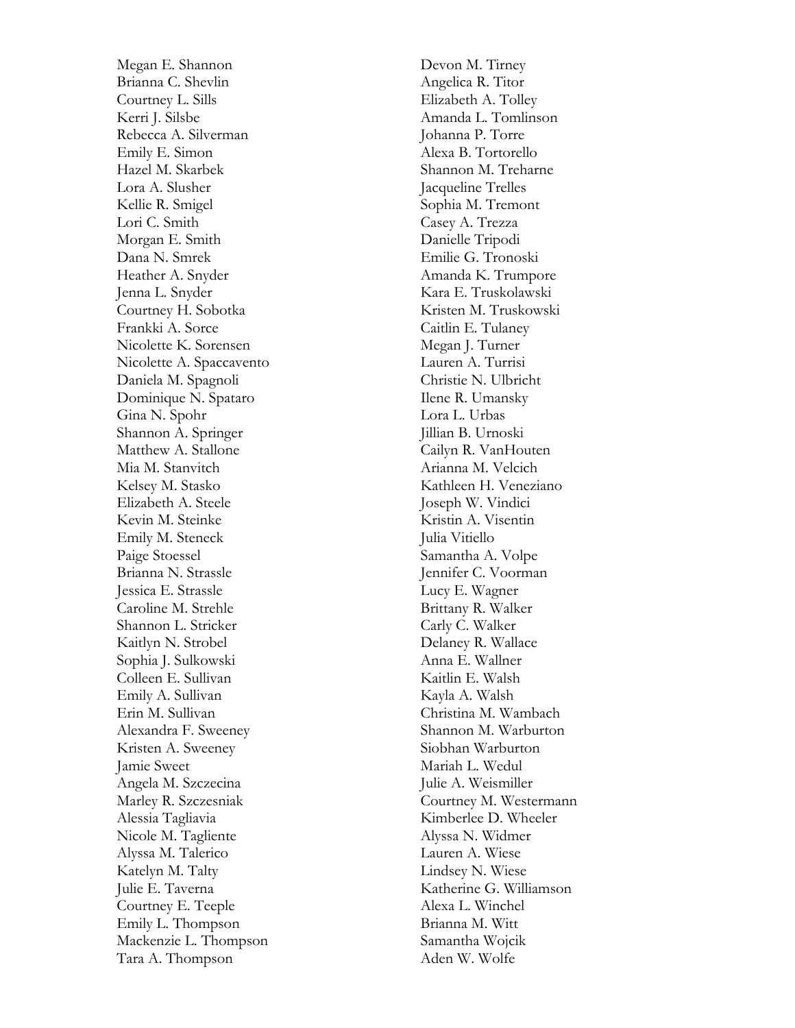Megan E. Shannon
Brianna C. Shevlin
Courtney L. Sills
Kerri J. Silsbe
Rebecca A. Silverman
Emily E. Simon
Hazel M. Skarbek
Lora A. Slusher
Kellie R. Smigel
Lori C. Smith
Morgan E. Smith
Dana N. Smrek
Heather A. Snyder
Jenna L. Snyder
Courtney H. Sobotka
Frankki A. Sorce
Nicolette K. Sorensen
Nicolette A. Spaccavento
Daniela M. Spagnoli
Dominique N. Spataro
Gina N. Spohr
Shannon A. Springer
Matthew A. Stallone
Mia M. Stanvitch
Kelsey M. Stasko
Elizabeth A. Steele
Kevin M. Steinke
Emily M. Steneck
Paige Stoessel
Brianna N. Strassle
Jessica E. Strassle
Caroline M. Strehle
Shannon L. Stricker
Kaitlyn N. Strobel
Sophia J. Sulkowski
Colleen E. Sullivan
Emily A. Sullivan
Erin M. Sullivan
Alexandra F. Sweeney
Kristen A. Sweeney
Jamie Sweet
Angela M. Szczecina
Marley R. Szczesniak
Alessia Tagliavia
Nicole M. Tagliente
Alyssa M. Talerico
Katelyn M. Talty
Julie E. Taverna
Courtney E. Teeple
Emily L. Thompson
Mackenzie L. Thompson
Tara A. Thompson
Devon M. Tirney
Angelica R. Titor
Elizabeth A. Tolley
Amanda L. Tomlinson
Johanna P. Torre
Alexa B. Tortorello
Shannon M. Treharne
Jacqueline Trelles
Sophia M. Tremont
Casey A. Trezza
Danielle Tripodi
Emilie G. Tronoski
Amanda K. Trumpore
Kara E. Truskolawski
Kristen M. Truskowski
Caitlin E. Tulaney
Megan J. Turner
Lauren A. Turrisi
Christie N. Ulbricht
Ilene R. Umansky
Lora L. Urbas
Jillian B. Urnoski
Cailyn R. VanHouten
Arianna M. Velcich
Kathleen H. Veneziano
Joseph W. Vindici
Kristin A. Visentin
Julia Vitiello
Samantha A. Volpe
Jennifer C. Voorman
Lucy E. Wagner
Brittany R. Walker
Carly C. Walker
Delaney R. Wallace
Anna E. Wallner
Kaitlin E. Walsh
Kayla A. Walsh
Christina M. Wambach
Shannon M. Warburton
Siobhan Warburton
Mariah L. Wedul
Julie A. Weismiller
Courtney M. Westermann
Kimberlee D. Wheeler
Alyssa N. Widmer
Lauren A. Wiese
Lindsey N. Wiese
Katherine G. Williamson
Alexa L. Winchel
Brianna M. Witt
Samantha Wojcik
Aden W. Wolfe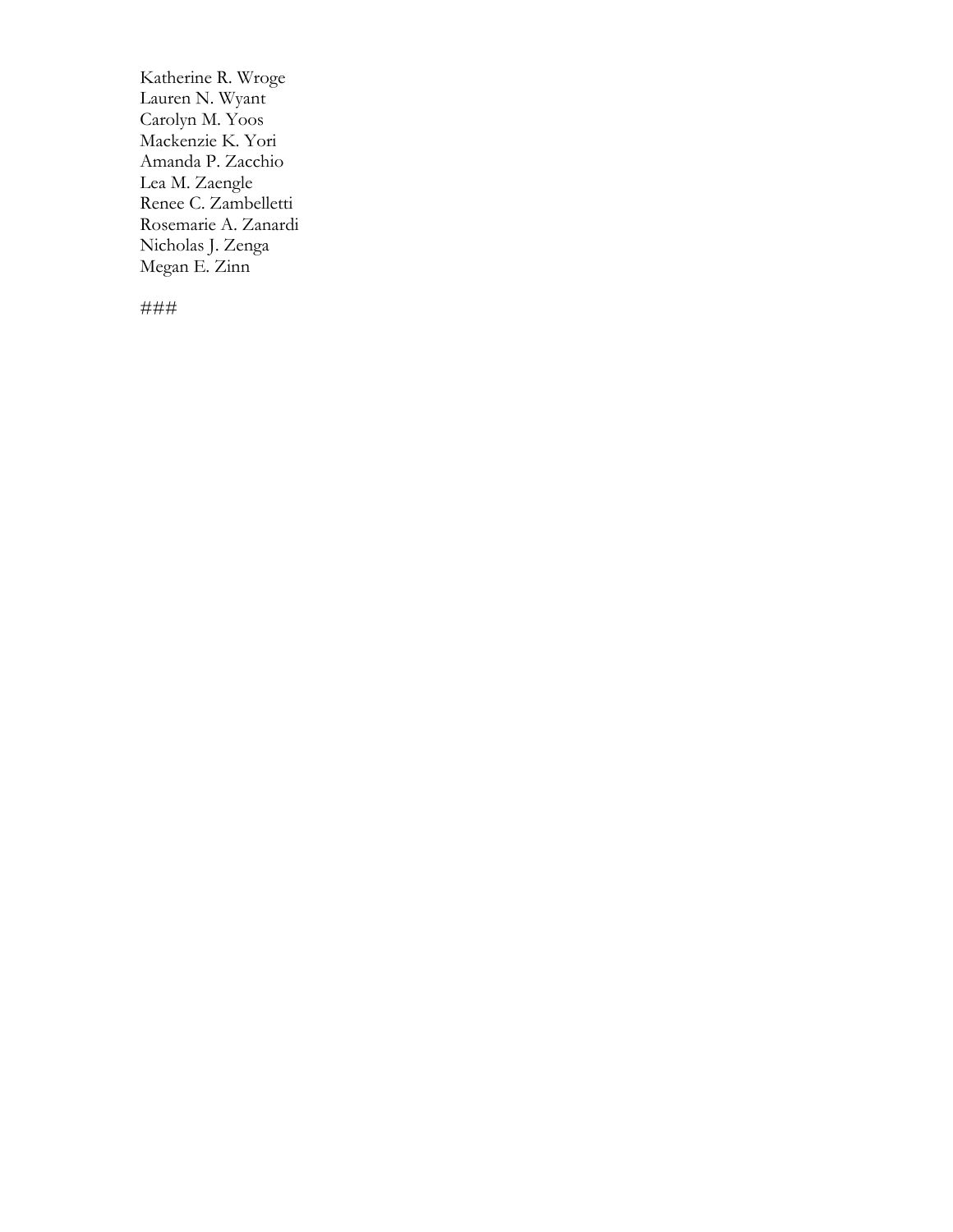Katherine R. Wroge
Lauren N. Wyant
Carolyn M. Yoos
Mackenzie K. Yori
Amanda P. Zacchio
Lea M. Zaengle
Renee C. Zambelletti
Rosemarie A. Zanardi
Nicholas J. Zenga
Megan E. Zinn

###